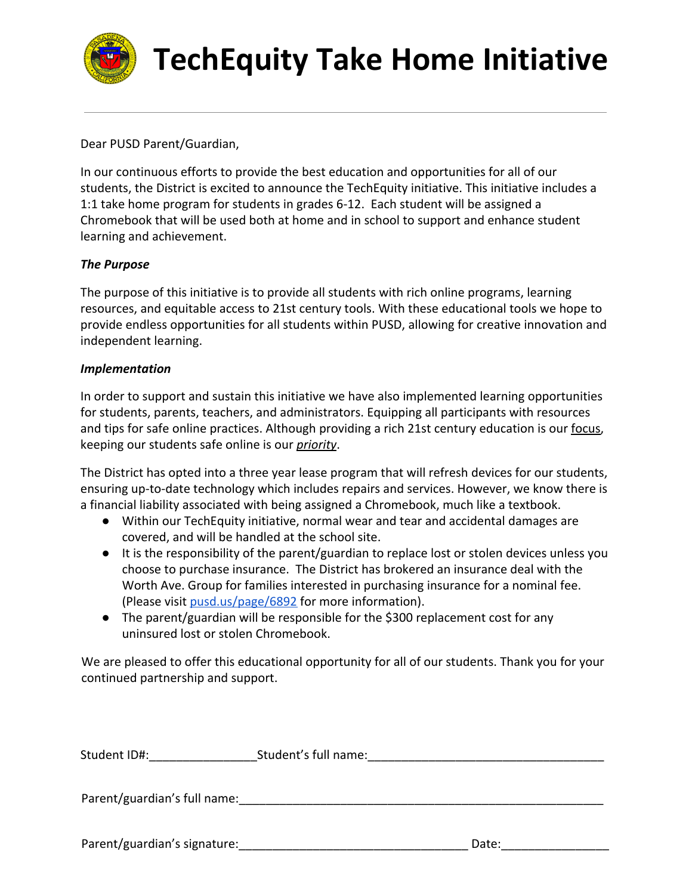# TechEquity Take Home Initiative

---

Dear PUSD Parent/Guardian,

In our continuous efforts to provide the best education and opportunities for all of our students, the District is excited to announce the TechEquity initiative. This initiative includes a 1:1 take home program for students in grades 6-12. Each student will be assigned a Chromebook that will be used both at home and in school to support and enhance student learning and achievement.

***The Purpose***

The purpose of this initiative is to provide all students with rich online programs, learning resources, and equitable access to 21st century tools. With these educational tools we hope to provide endless opportunities for all students within PUSD, allowing for creative innovation and independent learning.

***Implementation***

In order to support and sustain this initiative we have also implemented learning opportunities for students, parents, teachers, and administrators. Equipping all participants with resources and tips for safe online practices. Although providing a rich 21st century education is our <u>focus</u>, keeping our students safe online is our <u>*priority*</u>.

The District has opted into a three year lease program that will refresh devices for our students, ensuring up-to-date technology which includes repairs and services. However, we know there is a financial liability associated with being assigned a Chromebook, much like a textbook.

- Within our TechEquity initiative, normal wear and tear and accidental damages are covered, and will be handled at the school site.
- It is the responsibility of the parent/guardian to replace lost or stolen devices unless you choose to purchase insurance. The District has brokered an insurance deal with the Worth Ave. Group for families interested in purchasing insurance for a nominal fee. (Please visit [pusd.us/page/6892](pusd.us/page/6892) for more information).
- The parent/guardian will be responsible for the $300 replacement cost for any uninsured lost or stolen Chromebook.

We are pleased to offer this educational opportunity for all of our students. Thank you for your continued partnership and support.

Student ID#:________________ Student's full name:____________________________________

Parent/guardian's full name:________________________________________________________

Parent/guardian's signature:__________________________________ Date:________________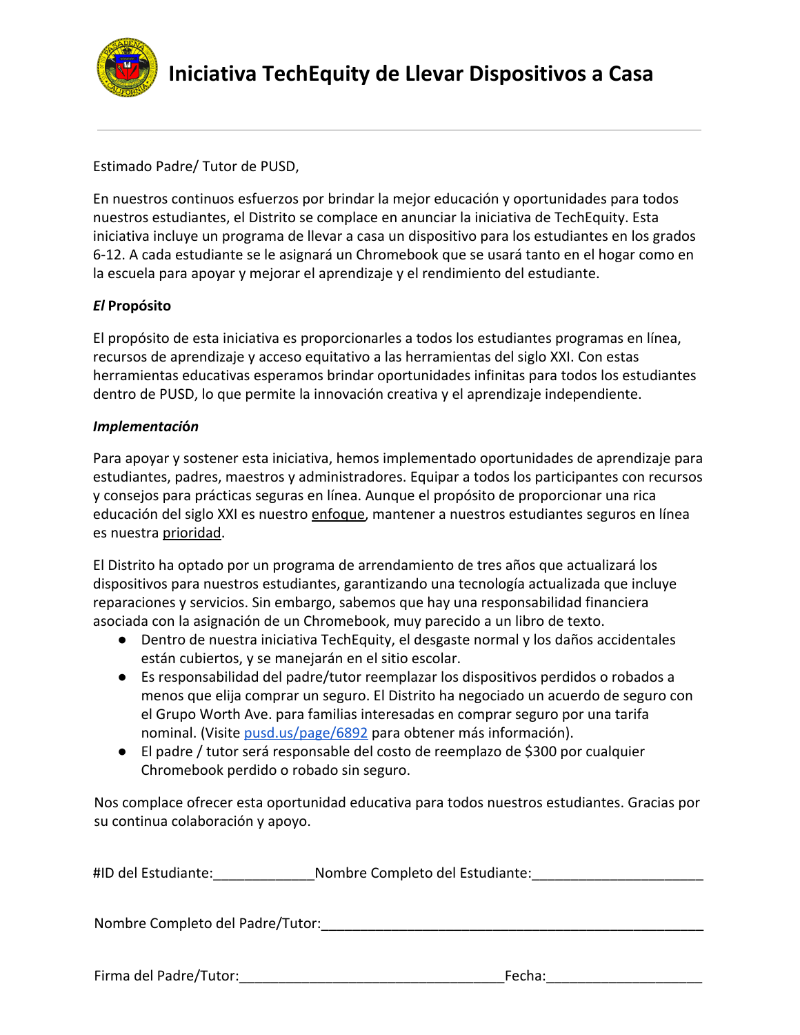# Iniciativa TechEquity de Llevar Dispositivos a Casa

Estimado Padre/ Tutor de PUSD,

En nuestros continuos esfuerzos por brindar la mejor educación y oportunidades para todos nuestros estudiantes, el Distrito se complace en anunciar la iniciativa de TechEquity. Esta iniciativa incluye un programa de llevar a casa un dispositivo para los estudiantes en los grados 6-12. A cada estudiante se le asignará un Chromebook que se usará tanto en el hogar como en la escuela para apoyar y mejorar el aprendizaje y el rendimiento del estudiante.

***El* Propósito**

El propósito de esta iniciativa es proporcionarles a todos los estudiantes programas en línea, recursos de aprendizaje y acceso equitativo a las herramientas del siglo XXI. Con estas herramientas educativas esperamos brindar oportunidades infinitas para todos los estudiantes dentro de PUSD, lo que permite la innovación creativa y el aprendizaje independiente.

***Implementación***

Para apoyar y sostener esta iniciativa, hemos implementado oportunidades de aprendizaje para estudiantes, padres, maestros y administradores. Equipar a todos los participantes con recursos y consejos para prácticas seguras en línea. Aunque el propósito de proporcionar una rica educación del siglo XXI es nuestro enfoque, mantener a nuestros estudiantes seguros en línea es nuestra prioridad.

El Distrito ha optado por un programa de arrendamiento de tres años que actualizará los dispositivos para nuestros estudiantes, garantizando una tecnología actualizada que incluye reparaciones y servicios. Sin embargo, sabemos que hay una responsabilidad financiera asociada con la asignación de un Chromebook, muy parecido a un libro de texto.

- Dentro de nuestra iniciativa TechEquity, el desgaste normal y los daños accidentales están cubiertos, y se manejarán en el sitio escolar.
- Es responsabilidad del padre/tutor reemplazar los dispositivos perdidos o robados a menos que elija comprar un seguro. El Distrito ha negociado un acuerdo de seguro con el Grupo Worth Ave. para familias interesadas en comprar seguro por una tarifa nominal. (Visite pusd.us/page/6892 para obtener más información).
- El padre / tutor será responsable del costo de reemplazo de $300 por cualquier Chromebook perdido o robado sin seguro.

Nos complace ofrecer esta oportunidad educativa para todos nuestros estudiantes. Gracias por su continua colaboración y apoyo.

#ID del Estudiante:_____________Nombre Completo del Estudiante:______________________

Nombre Completo del Padre/Tutor:__________________________________________________

Firma del Padre/Tutor:__________________________________Fecha:____________________